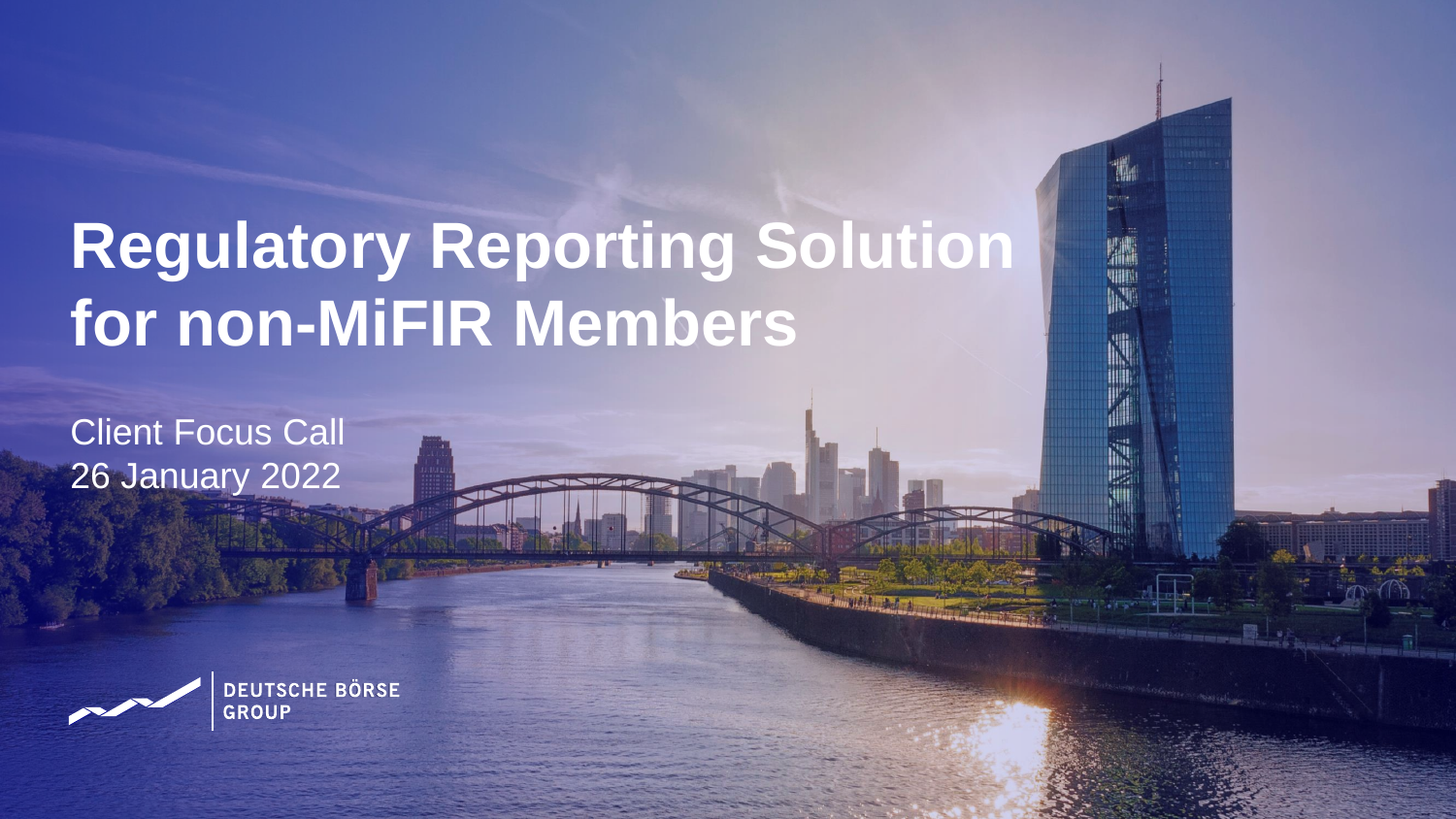# Regulatory Reporting Solution for non-MiFIR Members

Client Focus Call
26 January 2022

DEUTSCHE BÖRSE GROUP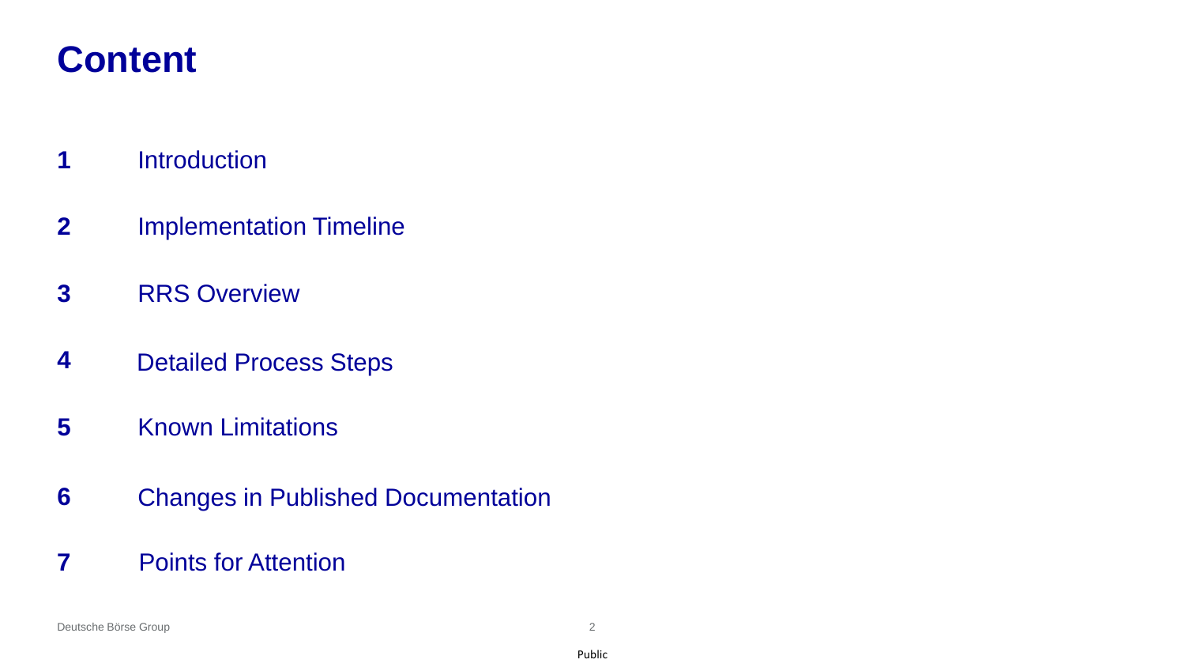# Content

1. Introduction
2. Implementation Timeline
3. RRS Overview
4. Detailed Process Steps
5. Known Limitations
6. Changes in Published Documentation
7. Points for Attention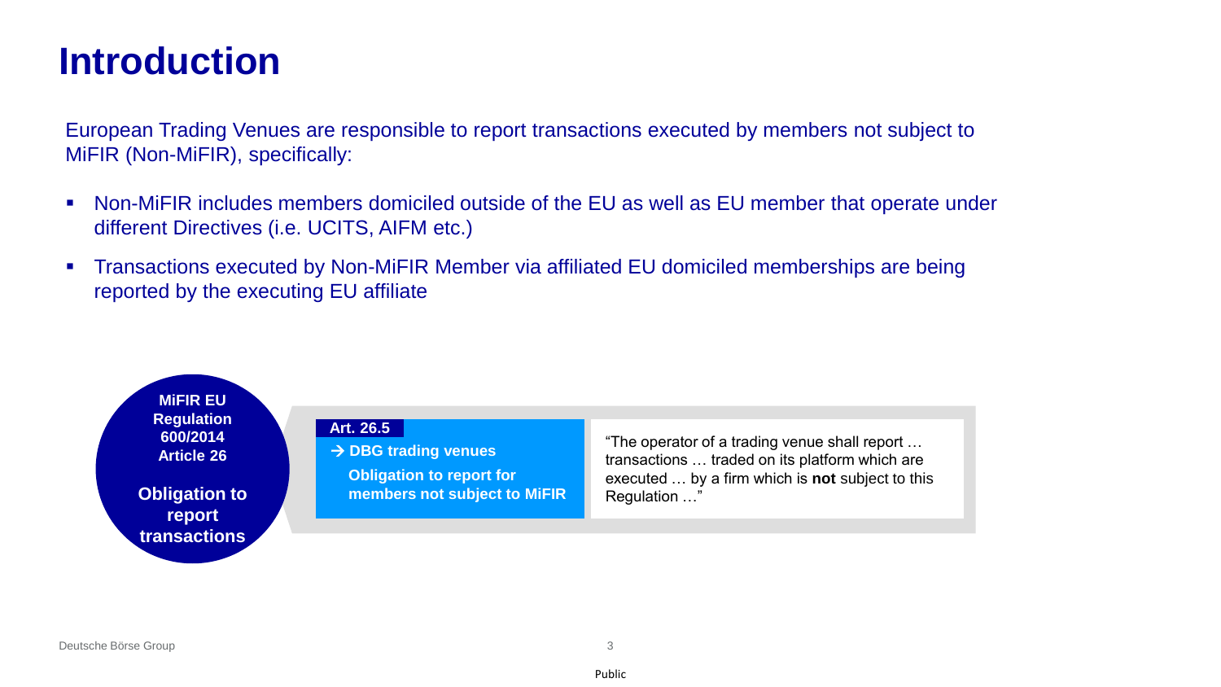# Introduction

European Trading Venues are responsible to report transactions executed by members not subject to MiFIR (Non-MiFIR), specifically:

- Non-MiFIR includes members domiciled outside of the EU as well as EU member that operate under different Directives (i.e. UCITS, AIFM etc.)
- Transactions executed by Non-MiFIR Member via affiliated EU domiciled memberships are being reported by the executing EU affiliate

**MiFIR EU Regulation 600/2014 Article 26**

**Obligation to report transactions**

**Art. 26.5**

**→ DBG trading venues**

**Obligation to report for members not subject to MiFIR**

"The operator of a trading venue shall report … transactions … traded on its platform which are executed … by a firm which is **not** subject to this Regulation …"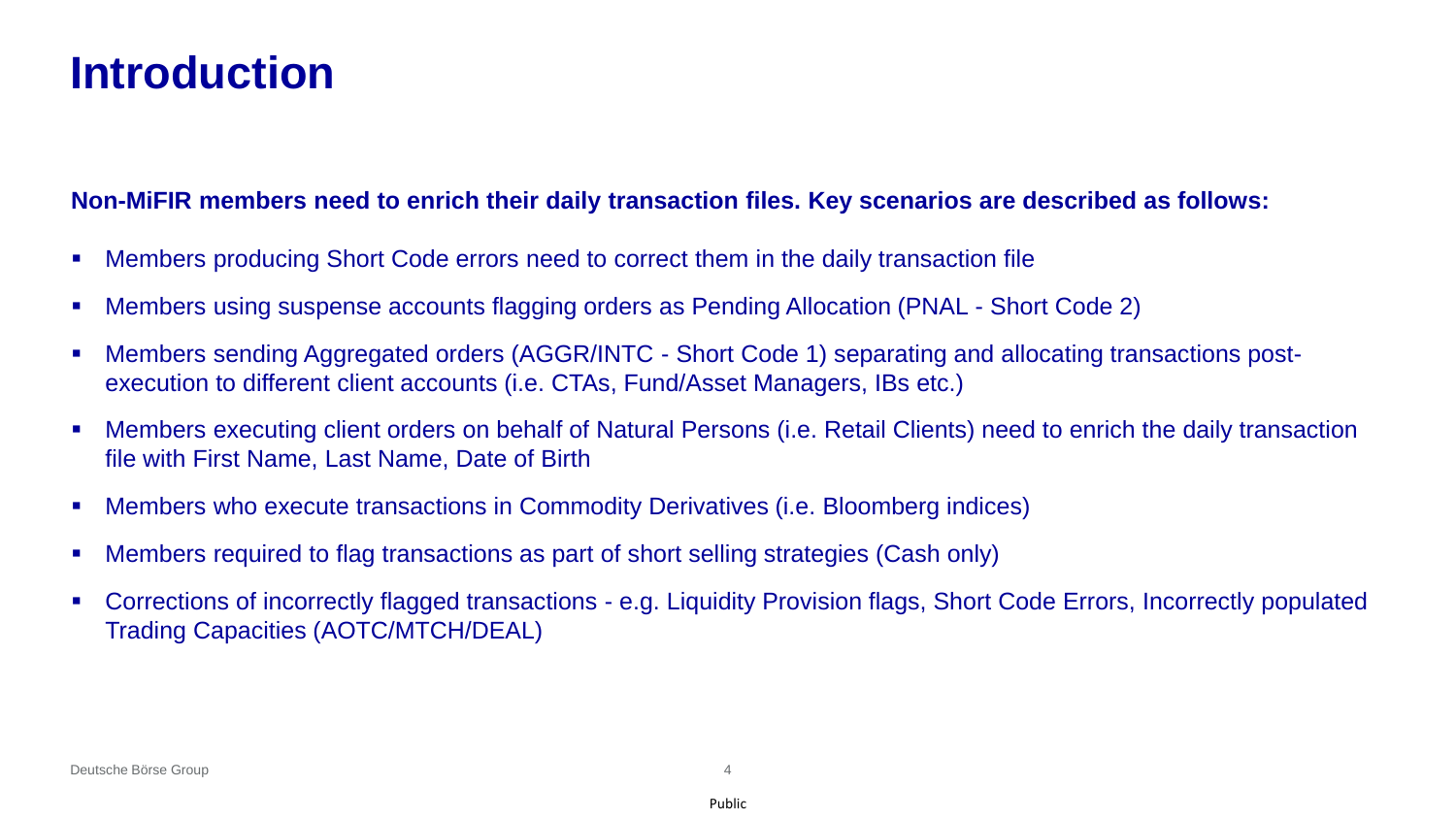# Introduction

**Non-MiFIR members need to enrich their daily transaction files. Key scenarios are described as follows:**

- Members producing Short Code errors need to correct them in the daily transaction file
- Members using suspense accounts flagging orders as Pending Allocation (PNAL - Short Code 2)
- Members sending Aggregated orders (AGGR/INTC - Short Code 1) separating and allocating transactions post-execution to different client accounts (i.e. CTAs, Fund/Asset Managers, IBs etc.)
- Members executing client orders on behalf of Natural Persons (i.e. Retail Clients) need to enrich the daily transaction file with First Name, Last Name, Date of Birth
- Members who execute transactions in Commodity Derivatives (i.e. Bloomberg indices)
- Members required to flag transactions as part of short selling strategies (Cash only)
- Corrections of incorrectly flagged transactions - e.g. Liquidity Provision flags, Short Code Errors, Incorrectly populated Trading Capacities (AOTC/MTCH/DEAL)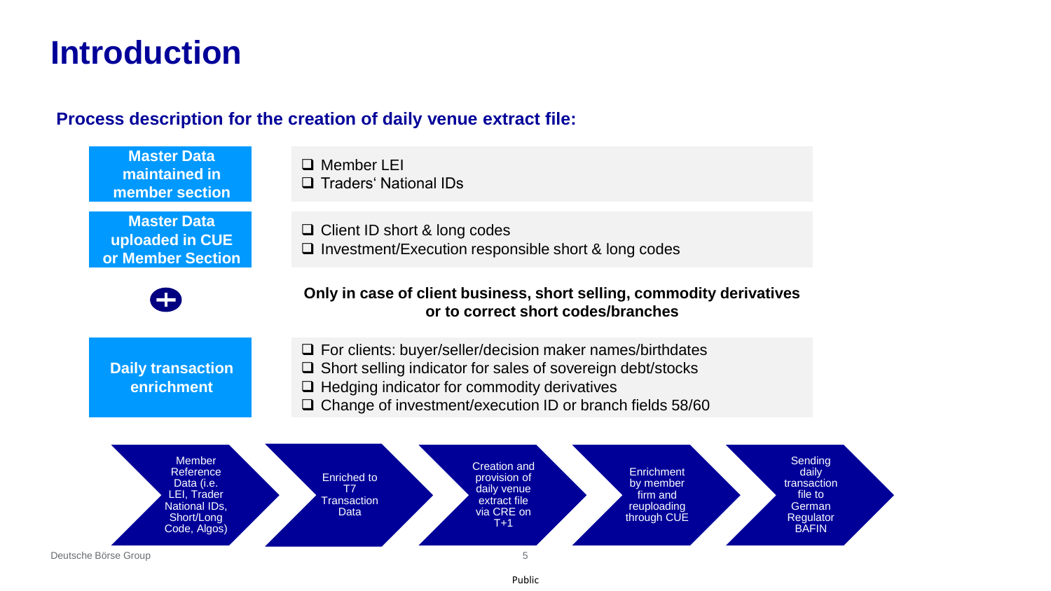# Introduction

**Process description for the creation of daily venue extract file:**

**Master Data maintained in member section**

- ❑ Member LEI
- ❑ Traders' National IDs

**Master Data uploaded in CUE or Member Section**

- ❑ Client ID short & long codes
- ❑ Investment/Execution responsible short & long codes

➕

**Only in case of client business, short selling, commodity derivatives or to correct short codes/branches**

**Daily transaction enrichment**

- ❑ For clients: buyer/seller/decision maker names/birthdates
- ❑ Short selling indicator for sales of sovereign debt/stocks
- ❑ Hedging indicator for commodity derivatives
- ❑ Change of investment/execution ID or branch fields 58/60

Member Reference Data (i.e. LEI, Trader National IDs, Short/Long Code, Algos) → Enriched to T7 Transaction Data → Creation and provision of daily venue extract file via CRE on T+1 → Enrichment by member firm and reuploading through CUE → Sending daily transaction file to German Regulator BAFIN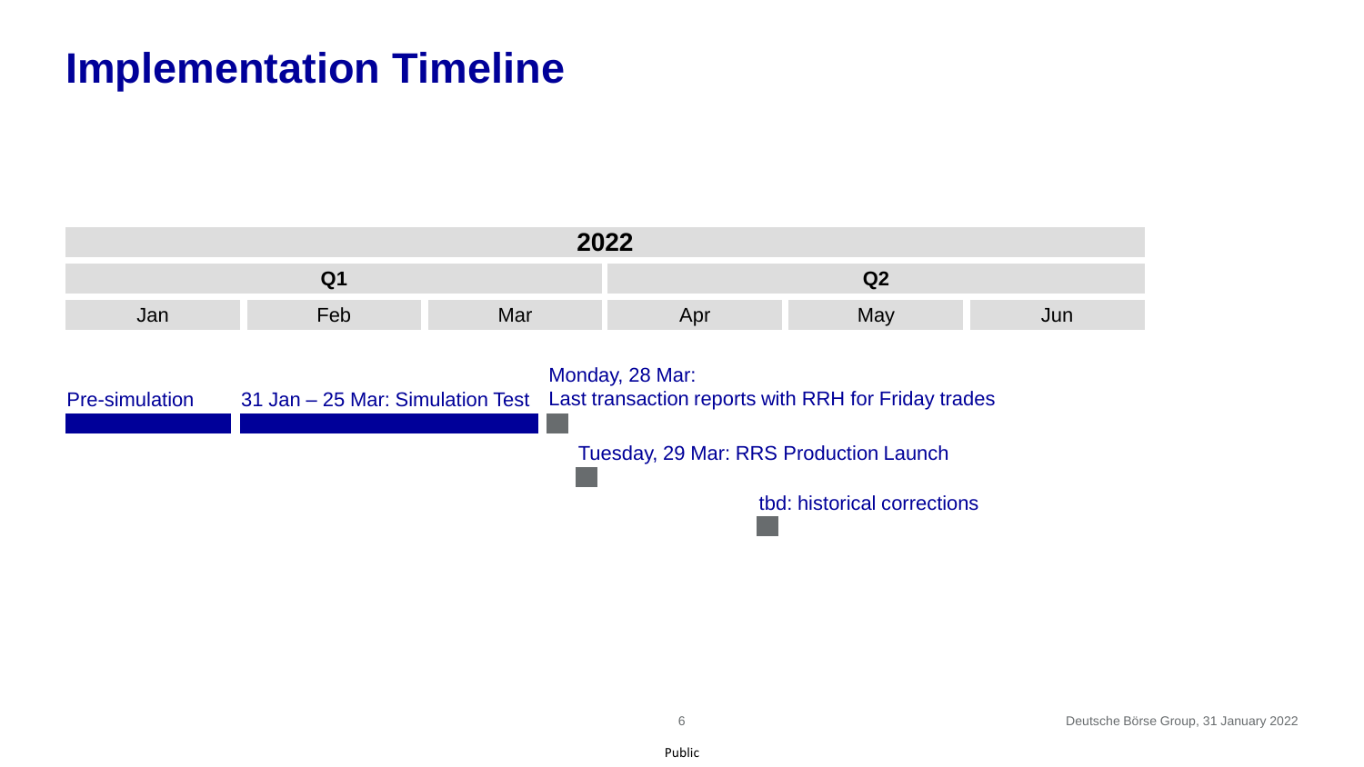# Implementation Timeline

| 2022 | | | | | |
|---|---|---|---|---|---|
| Q1 | | | Q2 | | |
| Jan | Feb | Mar | Apr | May | Jun |

- Pre-simulation
- 31 Jan – 25 Mar: Simulation Test
- Monday, 28 Mar: Last transaction reports with RRH for Friday trades
- Tuesday, 29 Mar: RRS Production Launch
- tbd: historical corrections

Deutsche Börse Group, 31 January 2022

Public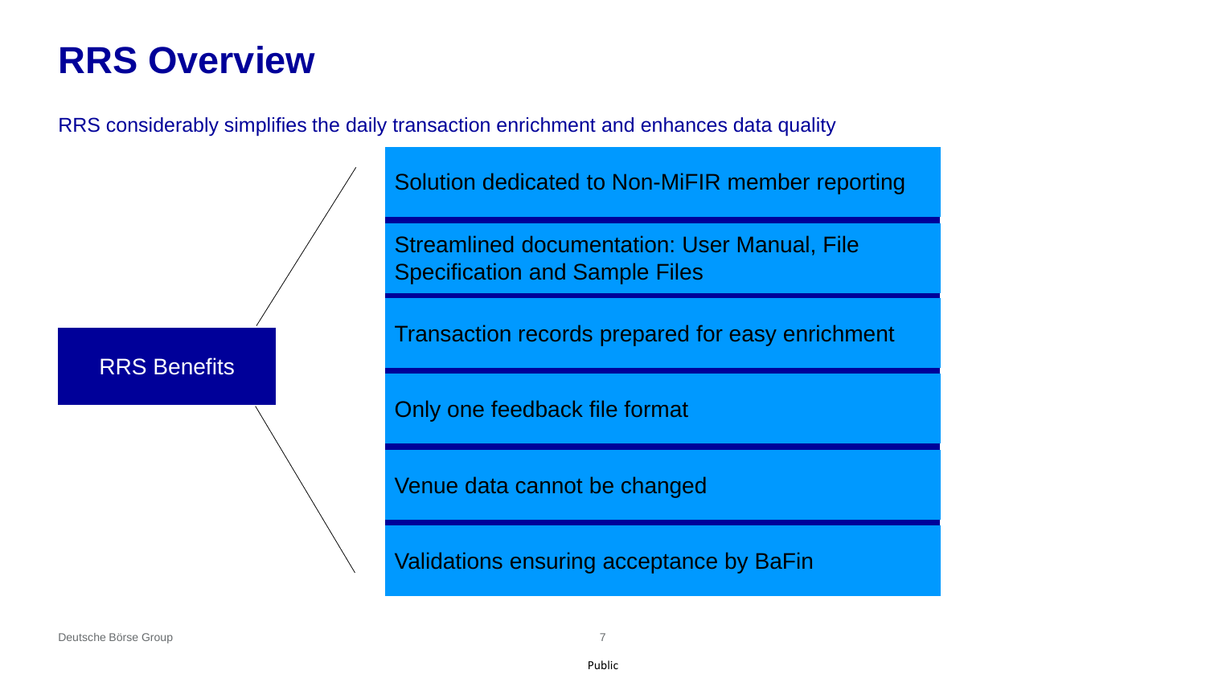# RRS Overview

RRS considerably simplifies the daily transaction enrichment and enhances data quality

**RRS Benefits**

- Solution dedicated to Non-MiFIR member reporting
- Streamlined documentation: User Manual, File Specification and Sample Files
- Transaction records prepared for easy enrichment
- Only one feedback file format
- Venue data cannot be changed
- Validations ensuring acceptance by BaFin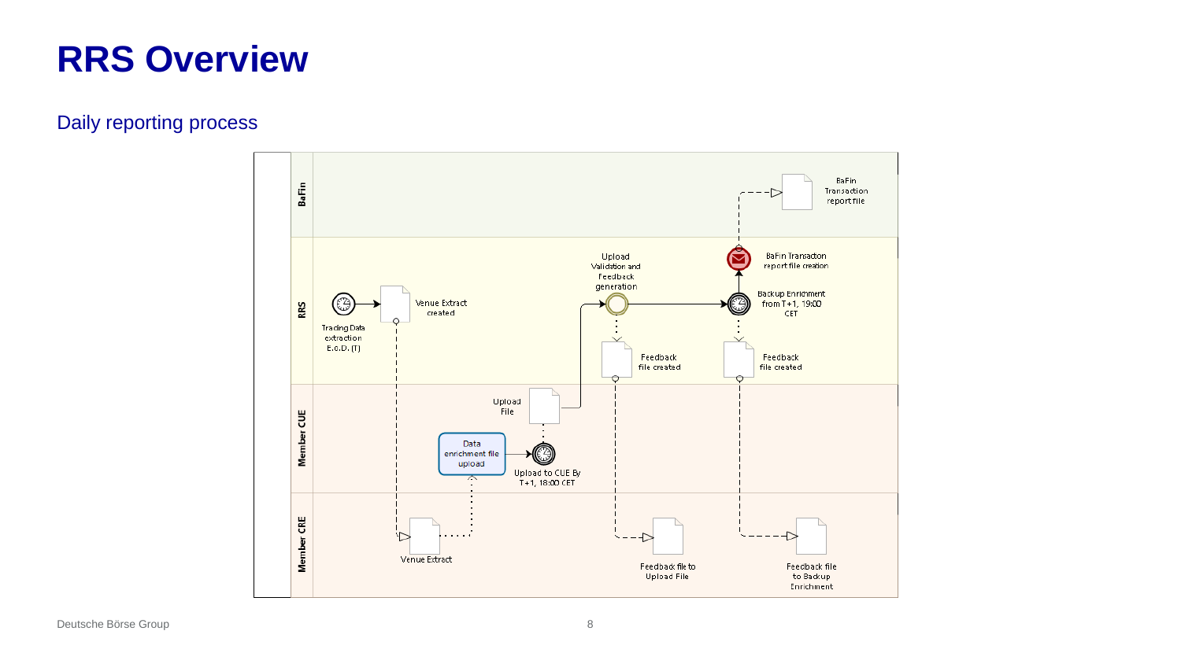# RRS Overview

## Daily reporting process

**BaFin**

- BaFin Transaction report file

**RRS**

- Trading Data extraction E.o.D. (T)
- Venue Extract created
- Upload Validation and Feedback generation
- Feedback file created
- Backup Enrichment from T+1, 19:00 CET
- Feedback file created
- BaFin Transaction report file creation

**Member CUE**

- Data enrichment file upload
- Upload to CUE By T+1, 18:00 CET
- Upload File

**Member CRE**

- Venue Extract
- Feedback file to Upload File
- Feedback file to Backup Enrichment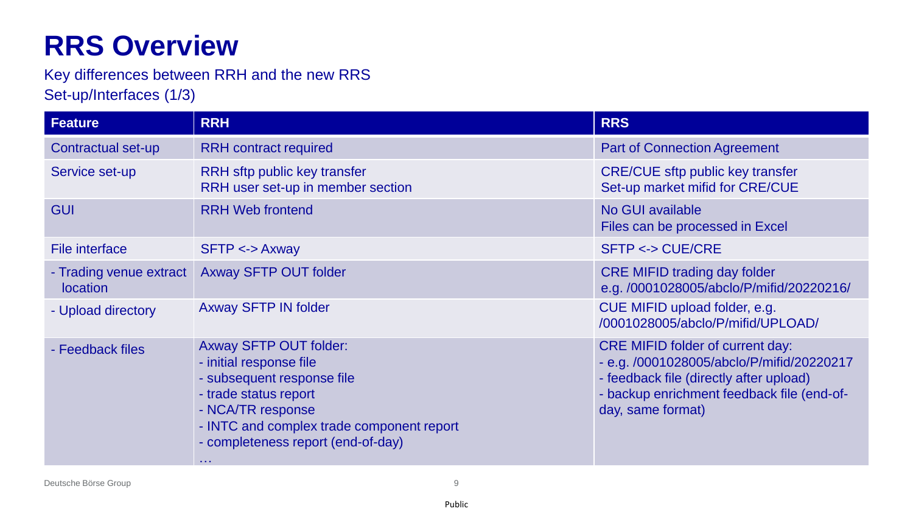# RRS Overview

Key differences between RRH and the new RRS
Set-up/Interfaces (1/3)

| Feature | RRH | RRS |
|---|---|---|
| Contractual set-up | RRH contract required | Part of Connection Agreement |
| Service set-up | RRH sftp public key transfer<br>RRH user set-up in member section | CRE/CUE sftp public key transfer<br>Set-up market mifid for CRE/CUE |
| GUI | RRH Web frontend | No GUI available<br>Files can be processed in Excel |
| File interface | SFTP <-> Axway | SFTP <-> CUE/CRE |
| - Trading venue extract location | Axway SFTP OUT folder | CRE MIFID trading day folder<br>e.g. /0001028005/abclo/P/mifid/20220216/ |
| - Upload directory | Axway SFTP IN folder | CUE MIFID upload folder, e.g.<br>/0001028005/abclo/P/mifid/UPLOAD/ |
| - Feedback files | Axway SFTP OUT folder:<br>- initial response file<br>- subsequent response file<br>- trade status report<br>- NCA/TR response<br>- INTC and complex trade component report<br>- completeness report (end-of-day)<br>… | CRE MIFID folder of current day:<br>- e.g. /0001028005/abclo/P/mifid/20220217<br>- feedback file (directly after upload)<br>- backup enrichment feedback file (end-of-day, same format) |

Deutsche Börse Group

Public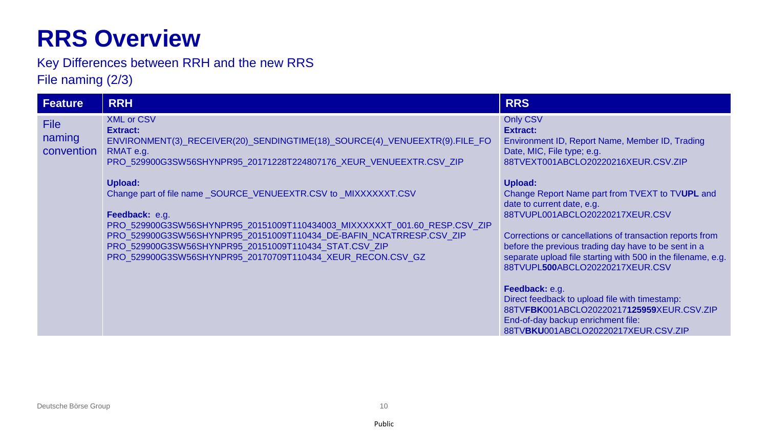# RRS Overview

Key Differences between RRH and the new RRS

File naming (2/3)

| Feature | RRH | RRS |
| --- | --- | --- |
| File naming convention | XML or CSV<br>**Extract:**<br>ENVIRONMENT(3)_RECEIVER(20)_SENDINGTIME(18)_SOURCE(4)_VENUEEXTR(9).FILE_FORMAT e.g.<br>PRO_529900G3SW56SHYNPR95_20171228T224807176_XEUR_VENUEEXTR.CSV_ZIP<br><br>**Upload:**<br>Change part of file name _SOURCE_VENUEEXTR.CSV to _MIXXXXXXT.CSV<br><br>**Feedback:** e.g.<br>PRO_529900G3SW56SHYNPR95_20151009T110434003_MIXXXXXXT_001.60_RESP.CSV_ZIP<br>PRO_529900G3SW56SHYNPR95_20151009T110434_DE-BAFIN_NCATRRESP.CSV_ZIP<br>PRO_529900G3SW56SHYNPR95_20151009T110434_STAT.CSV_ZIP<br>PRO_529900G3SW56SHYNPR95_20170709T110434_XEUR_RECON.CSV_GZ | Only CSV<br>**Extract:**<br>Environment ID, Report Name, Member ID, Trading Date, MIC, File type; e.g.<br>88TVEXT001ABCLO20220216XEUR.CSV.ZIP<br><br>**Upload:**<br>Change Report Name part from TVEXT to TV**UPL** and date to current date, e.g.<br>88TVUPL001ABCLO20220217XEUR.CSV<br><br>Corrections or cancellations of transaction reports from before the previous trading day have to be sent in a separate upload file starting with 500 in the filename, e.g.<br>88TVUPL**500**ABCLO20220217XEUR.CSV<br><br>**Feedback:** e.g.<br>Direct feedback to upload file with timestamp:<br>88TV**FBK**001ABCLO20220217**125959**XEUR.CSV.ZIP<br>End-of-day backup enrichment file:<br>88TV**BKU**001ABCLO20220217XEUR.CSV.ZIP |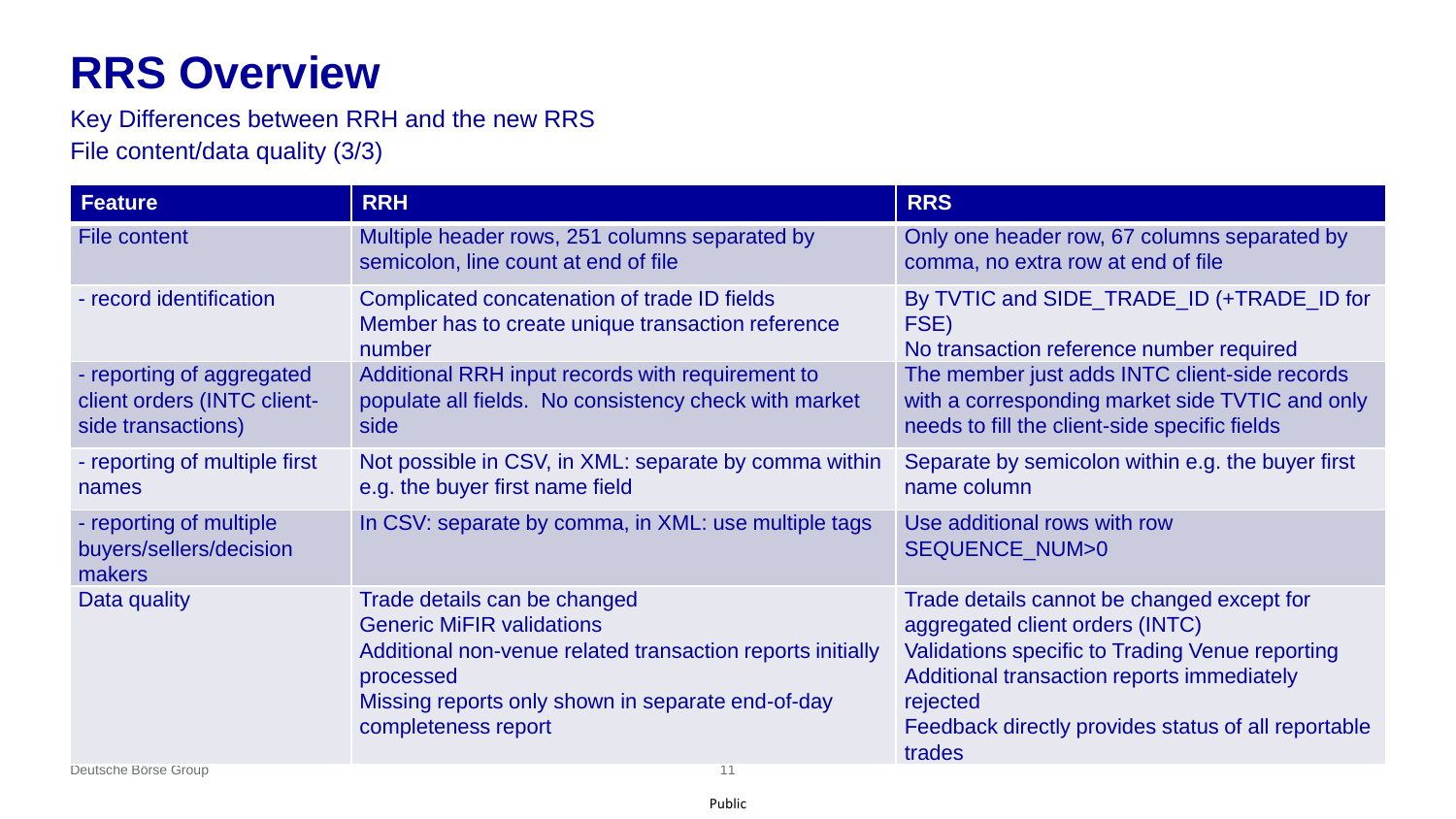# RRS Overview

Key Differences between RRH and the new RRS

File content/data quality (3/3)

| Feature | RRH | RRS |
|---|---|---|
| File content | Multiple header rows, 251 columns separated by semicolon, line count at end of file | Only one header row, 67 columns separated by comma, no extra row at end of file |
| - record identification | Complicated concatenation of trade ID fields<br>Member has to create unique transaction reference number | By TVTIC and SIDE_TRADE_ID (+TRADE_ID for FSE)<br>No transaction reference number required |
| - reporting of aggregated client orders (INTC client-side transactions) | Additional RRH input records with requirement to populate all fields. No consistency check with market side | The member just adds INTC client-side records with a corresponding market side TVTIC and only needs to fill the client-side specific fields |
| - reporting of multiple first names | Not possible in CSV, in XML: separate by comma within e.g. the buyer first name field | Separate by semicolon within e.g. the buyer first name column |
| - reporting of multiple buyers/sellers/decision makers | In CSV: separate by comma, in XML: use multiple tags | Use additional rows with row SEQUENCE_NUM>0 |
| Data quality | Trade details can be changed<br>Generic MiFIR validations<br>Additional non-venue related transaction reports initially processed<br>Missing reports only shown in separate end-of-day completeness report | Trade details cannot be changed except for aggregated client orders (INTC)<br>Validations specific to Trading Venue reporting<br>Additional transaction reports immediately rejected<br>Feedback directly provides status of all reportable trades |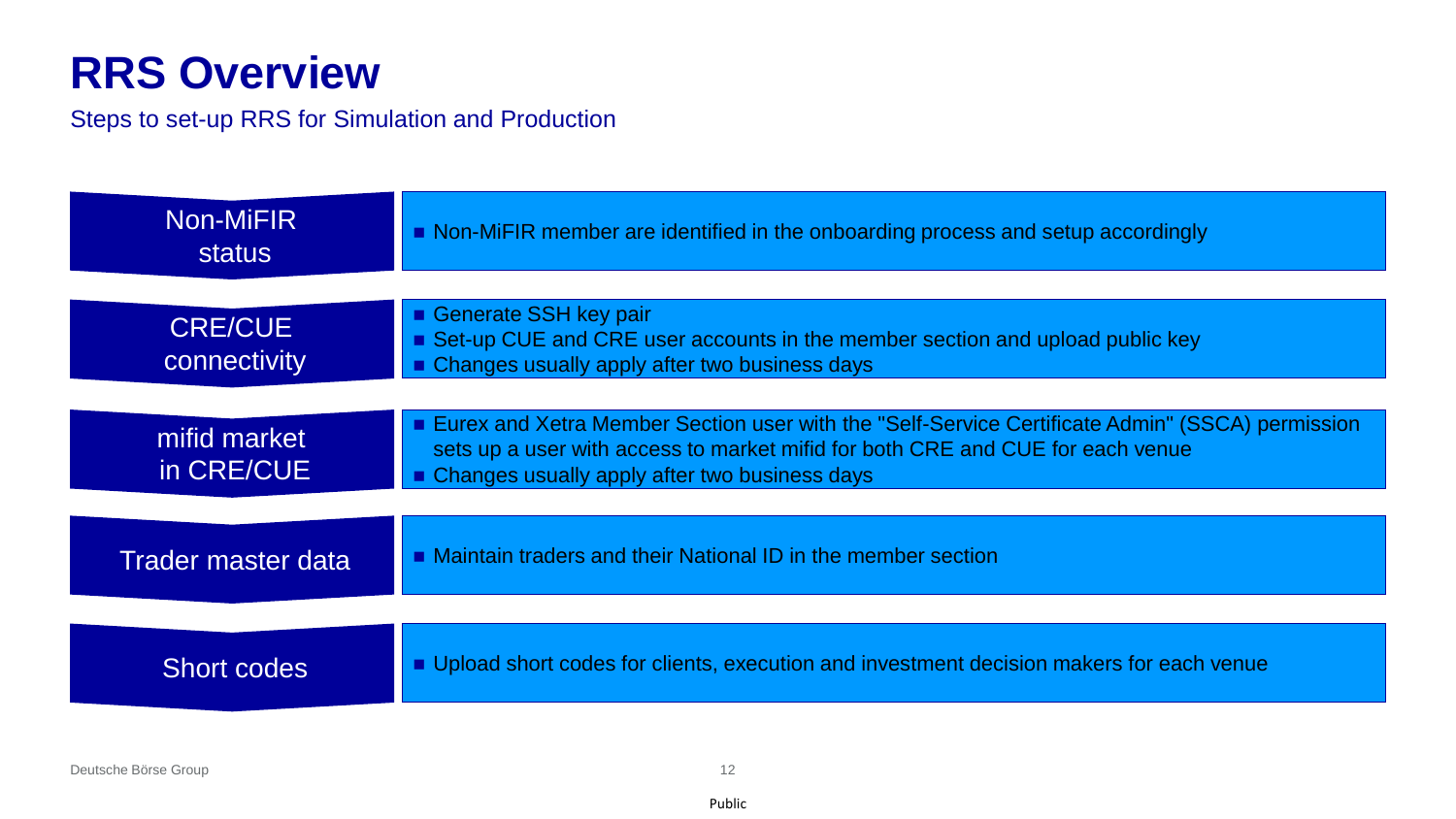# RRS Overview

Steps to set-up RRS for Simulation and Production

| Step | Description |
| --- | --- |
| Non-MiFIR status | ■ Non-MiFIR member are identified in the onboarding process and setup accordingly |
| CRE/CUE connectivity | ■ Generate SSH key pair<br>■ Set-up CUE and CRE user accounts in the member section and upload public key<br>■ Changes usually apply after two business days |
| mifid market in CRE/CUE | ■ Eurex and Xetra Member Section user with the "Self-Service Certificate Admin" (SSCA) permission sets up a user with access to market mifid for both CRE and CUE for each venue<br>■ Changes usually apply after two business days |
| Trader master data | ■ Maintain traders and their National ID in the member section |
| Short codes | ■ Upload short codes for clients, execution and investment decision makers for each venue |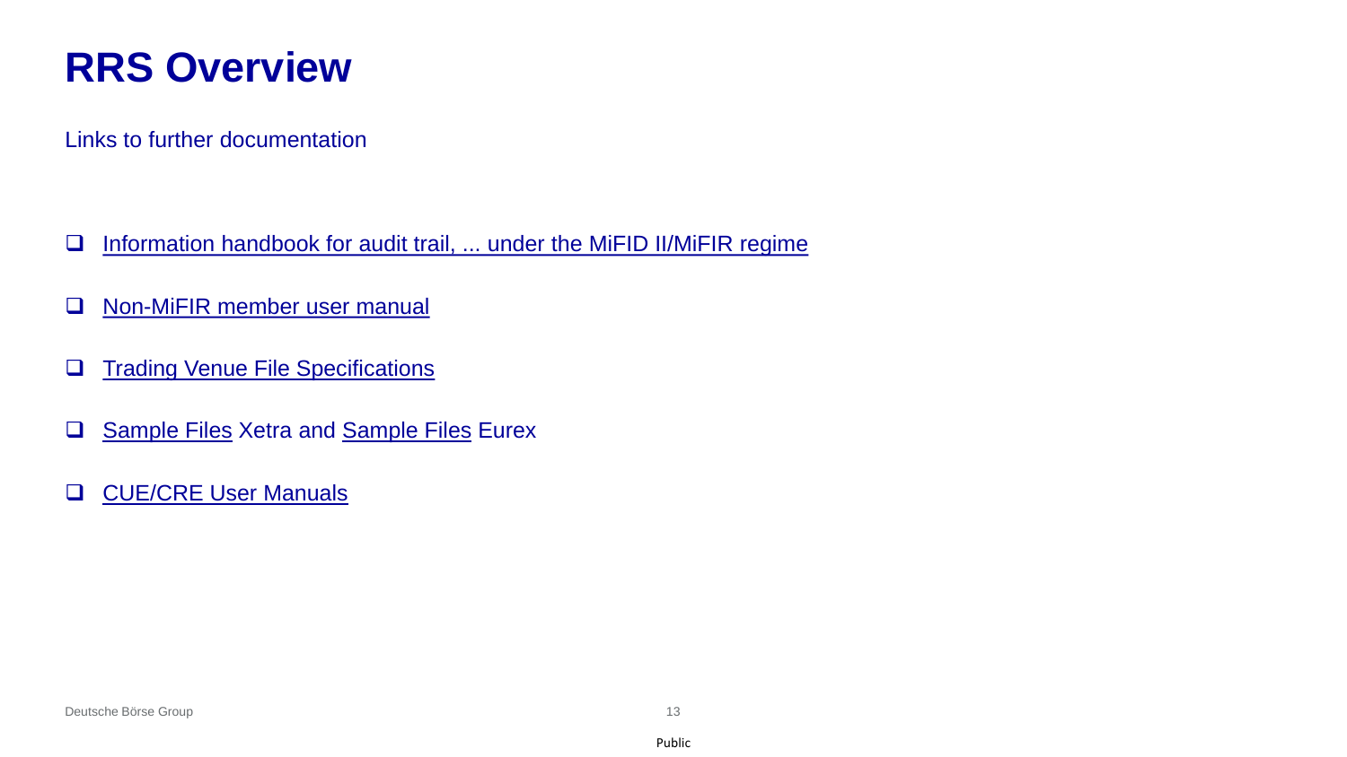# RRS Overview

Links to further documentation

- Information handbook for audit trail, ... under the MiFID II/MiFIR regime
- Non-MiFIR member user manual
- Trading Venue File Specifications
- Sample Files Xetra and Sample Files Eurex
- CUE/CRE User Manuals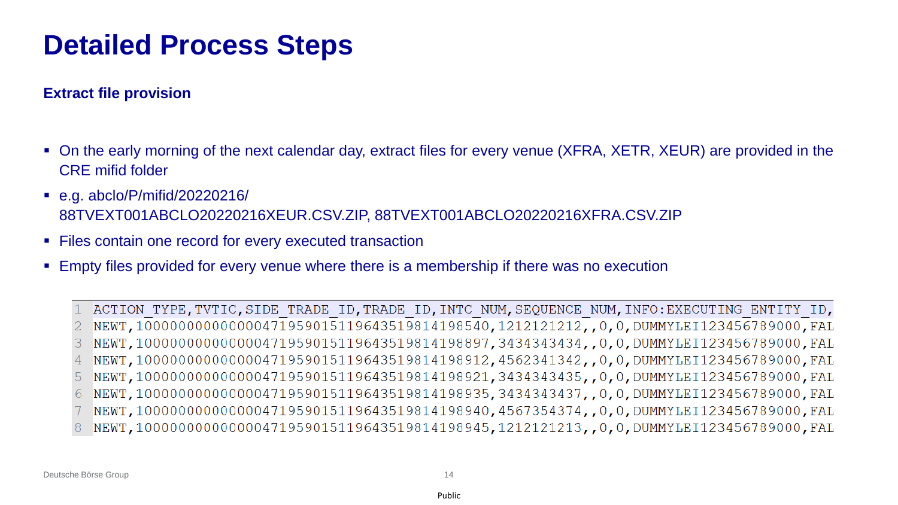# Detailed Process Steps

**Extract file provision**

- On the early morning of the next calendar day, extract files for every venue (XFRA, XETR, XEUR) are provided in the CRE mifid folder
- e.g. abclo/P/mifid/20220216/ 88TVEXT001ABCLO20220216XEUR.CSV.ZIP, 88TVEXT001ABCLO20220216XFRA.CSV.ZIP
- Files contain one record for every executed transaction
- Empty files provided for every venue where there is a membership if there was no execution

```
1 ACTION_TYPE,TVTIC,SIDE_TRADE_ID,TRADE_ID,INTC_NUM,SEQUENCE_NUM,INFO:EXECUTING_ENTITY_ID,
2 NEWT,1000000000000004719590151196435198141985​40,1212121212,,0,0,DUMMYLEI123456789000,FAL
3 NEWT,100000000000000471959015119643519814198897,3434343434,,0,0,DUMMYLEI123456789000,FAL
4 NEWT,100000000000000471959015119643519814198912,4562341342,,0,0,DUMMYLEI123456789000,FAL
5 NEWT,100000000000000471959015119643519814198921,3434343435,,0,0,DUMMYLEI123456789000,FAL
6 NEWT,100000000000000471959015119643519814198935,3434343437,,0,0,DUMMYLEI123456789000,FAL
7 NEWT,100000000000000471959015119643519814198940,4567354374,,0,0,DUMMYLEI123456789000,FAL
8 NEWT,100000000000000471959015119643519814198945,1212121213,,0,0,DUMMYLEI123456789000,FAL
```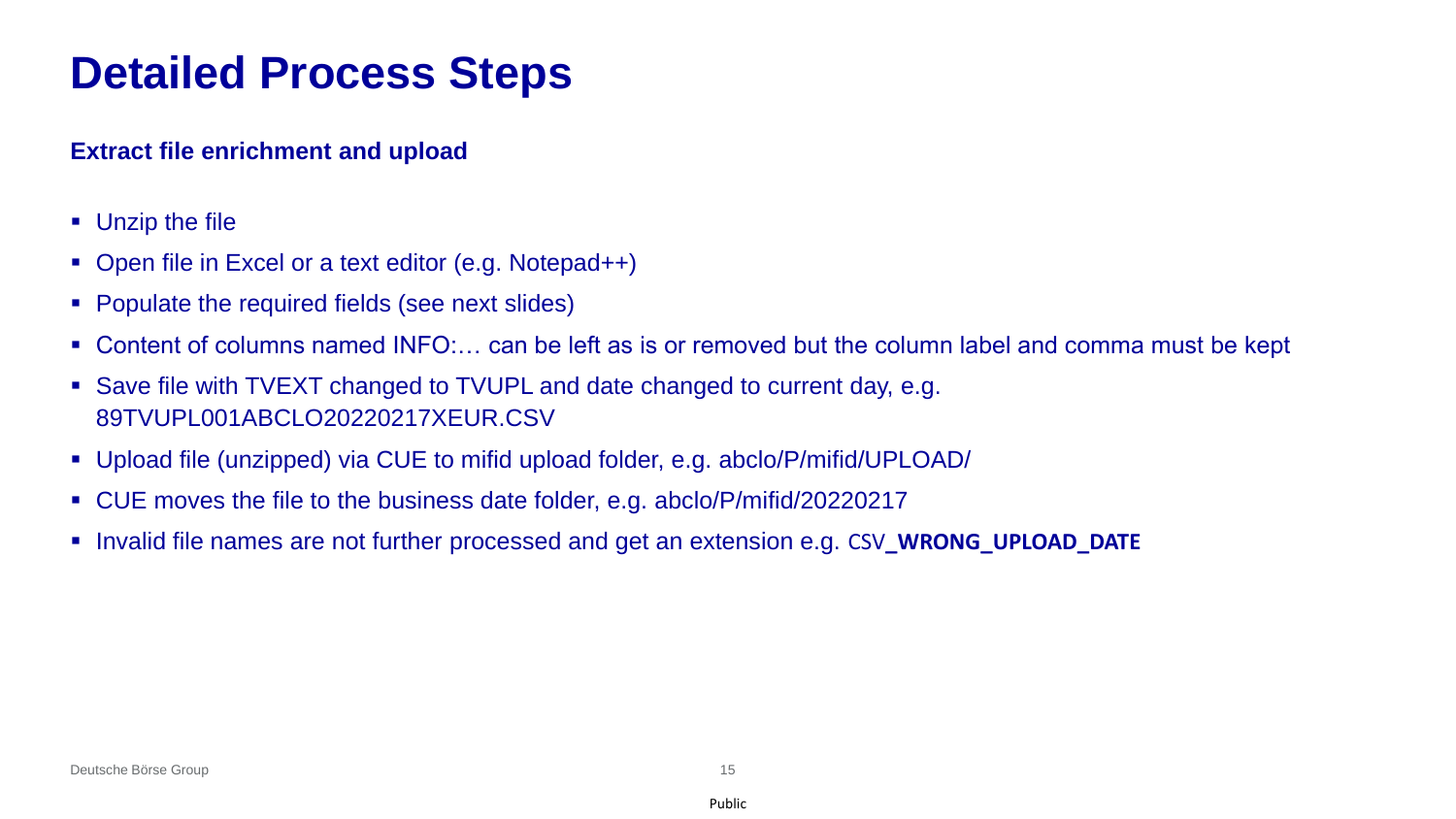# Detailed Process Steps

### Extract file enrichment and upload

- Unzip the file
- Open file in Excel or a text editor (e.g. Notepad++)
- Populate the required fields (see next slides)
- Content of columns named INFO:… can be left as is or removed but the column label and comma must be kept
- Save file with TVEXT changed to TVUPL and date changed to current day, e.g. 89TVUPL001ABCLO20220217XEUR.CSV
- Upload file (unzipped) via CUE to mifid upload folder, e.g. abclo/P/mifid/UPLOAD/
- CUE moves the file to the business date folder, e.g. abclo/P/mifid/20220217
- Invalid file names are not further processed and get an extension e.g. CSV**_WRONG_UPLOAD_DATE**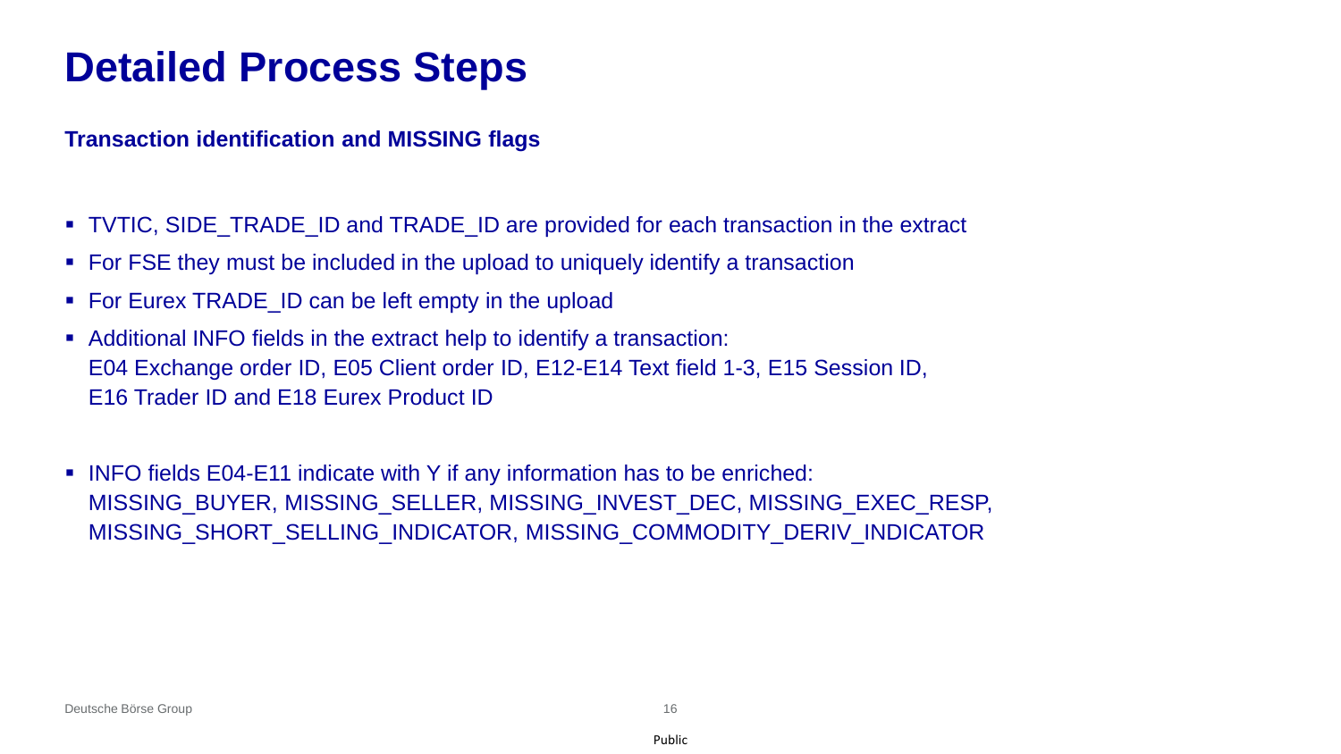# Detailed Process Steps

**Transaction identification and MISSING flags**

- TVTIC, SIDE_TRADE_ID and TRADE_ID are provided for each transaction in the extract
- For FSE they must be included in the upload to uniquely identify a transaction
- For Eurex TRADE_ID can be left empty in the upload
- Additional INFO fields in the extract help to identify a transaction:
  E04 Exchange order ID, E05 Client order ID, E12-E14 Text field 1-3, E15 Session ID,
  E16 Trader ID and E18 Eurex Product ID

- INFO fields E04-E11 indicate with Y if any information has to be enriched:
  MISSING_BUYER, MISSING_SELLER, MISSING_INVEST_DEC, MISSING_EXEC_RESP,
  MISSING_SHORT_SELLING_INDICATOR, MISSING_COMMODITY_DERIV_INDICATOR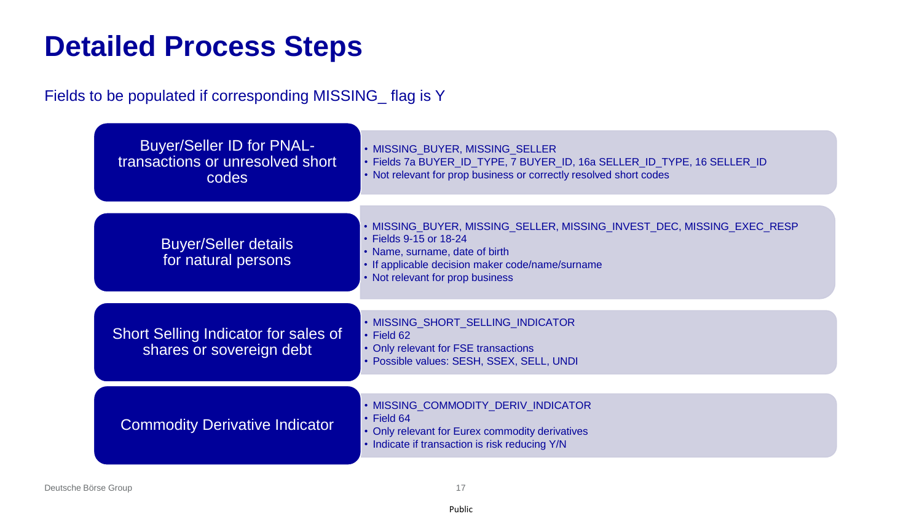# Detailed Process Steps

Fields to be populated if corresponding MISSING_ flag is Y

### Buyer/Seller ID for PNAL-transactions or unresolved short codes

- MISSING_BUYER, MISSING_SELLER
- Fields 7a BUYER_ID_TYPE, 7 BUYER_ID, 16a SELLER_ID_TYPE, 16 SELLER_ID
- Not relevant for prop business or correctly resolved short codes

### Buyer/Seller details for natural persons

- MISSING_BUYER, MISSING_SELLER, MISSING_INVEST_DEC, MISSING_EXEC_RESP
- Fields 9-15 or 18-24
- Name, surname, date of birth
- If applicable decision maker code/name/surname
- Not relevant for prop business

### Short Selling Indicator for sales of shares or sovereign debt

- MISSING_SHORT_SELLING_INDICATOR
- Field 62
- Only relevant for FSE transactions
- Possible values: SESH, SSEX, SELL, UNDI

### Commodity Derivative Indicator

- MISSING_COMMODITY_DERIV_INDICATOR
- Field 64
- Only relevant for Eurex commodity derivatives
- Indicate if transaction is risk reducing Y/N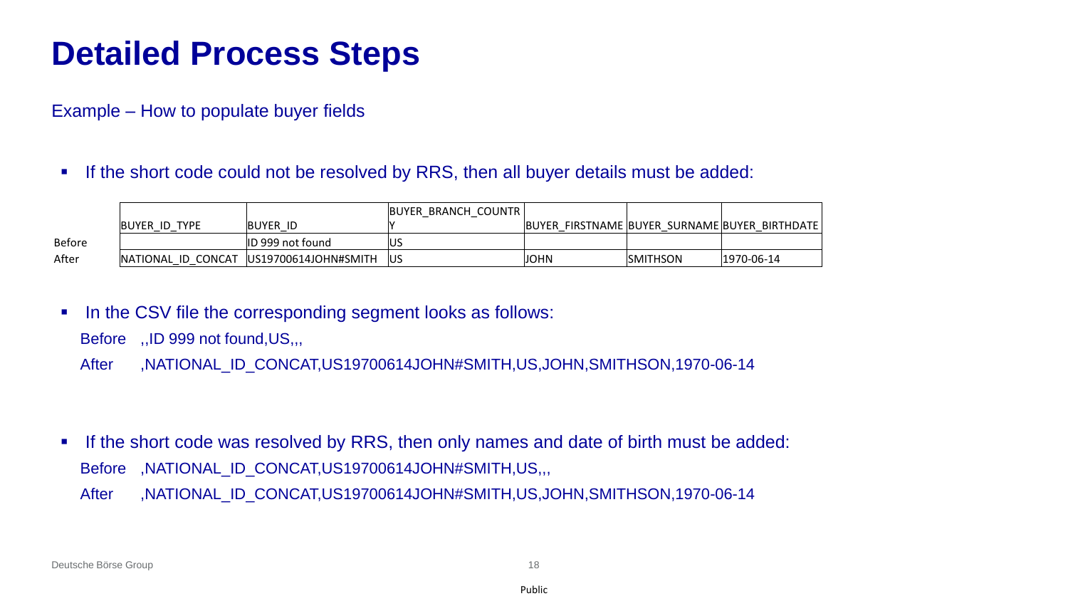# Detailed Process Steps

Example – How to populate buyer fields

- If the short code could not be resolved by RRS, then all buyer details must be added:

| | BUYER_ID_TYPE | BUYER_ID | BUYER_BRANCH_COUNTRY | BUYER_FIRSTNAME | BUYER_SURNAME | BUYER_BIRTHDATE |
|---|---|---|---|---|---|---|
| Before | | ID 999 not found | US | | | |
| After | NATIONAL_ID_CONCAT | US19700614JOHN#SMITH | US | JOHN | SMITHSON | 1970-06-14 |

- In the CSV file the corresponding segment looks as follows:

  Before ,,ID 999 not found,US,,,

  After ,NATIONAL_ID_CONCAT,US19700614JOHN#SMITH,US,JOHN,SMITHSON,1970-06-14

- If the short code was resolved by RRS, then only names and date of birth must be added:

  Before ,NATIONAL_ID_CONCAT,US19700614JOHN#SMITH,US,,,

  After ,NATIONAL_ID_CONCAT,US19700614JOHN#SMITH,US,JOHN,SMITHSON,1970-06-14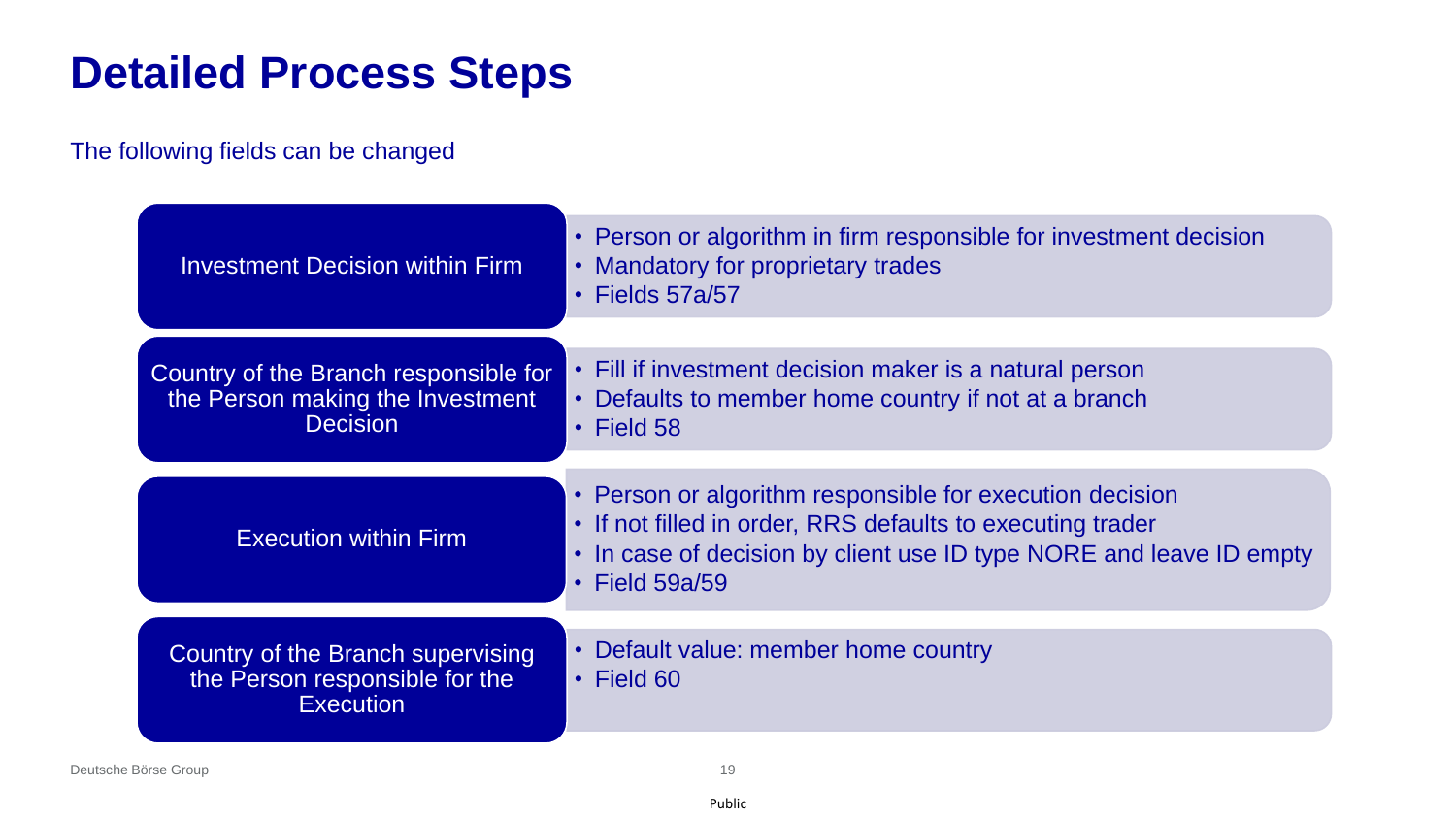# Detailed Process Steps

The following fields can be changed

### Investment Decision within Firm

- Person or algorithm in firm responsible for investment decision
- Mandatory for proprietary trades
- Fields 57a/57

### Country of the Branch responsible for the Person making the Investment Decision

- Fill if investment decision maker is a natural person
- Defaults to member home country if not at a branch
- Field 58

### Execution within Firm

- Person or algorithm responsible for execution decision
- If not filled in order, RRS defaults to executing trader
- In case of decision by client use ID type NORE and leave ID empty
- Field 59a/59

### Country of the Branch supervising the Person responsible for the Execution

- Default value: member home country
- Field 60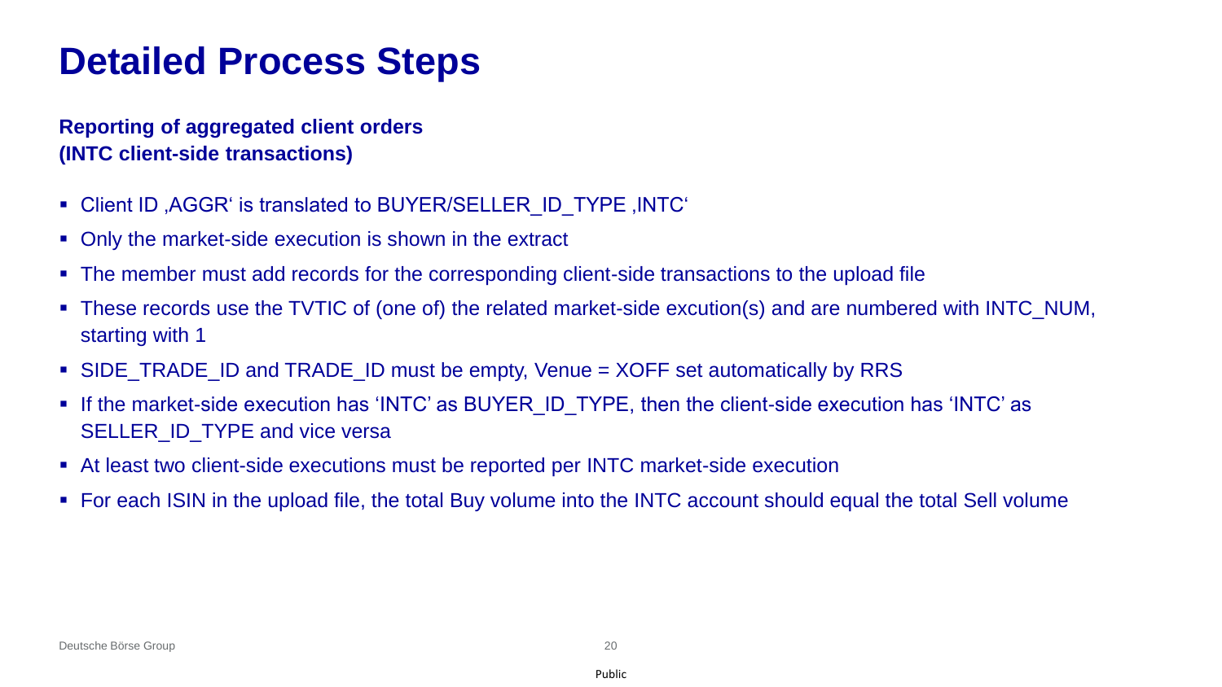# Detailed Process Steps

**Reporting of aggregated client orders (INTC client-side transactions)**

- Client ID ‚AGGR‘ is translated to BUYER/SELLER_ID_TYPE ‚INTC‘
- Only the market-side execution is shown in the extract
- The member must add records for the corresponding client-side transactions to the upload file
- These records use the TVTIC of (one of) the related market-side excution(s) and are numbered with INTC_NUM, starting with 1
- SIDE_TRADE_ID and TRADE_ID must be empty, Venue = XOFF set automatically by RRS
- If the market-side execution has 'INTC' as BUYER_ID_TYPE, then the client-side execution has 'INTC' as SELLER_ID_TYPE and vice versa
- At least two client-side executions must be reported per INTC market-side execution
- For each ISIN in the upload file, the total Buy volume into the INTC account should equal the total Sell volume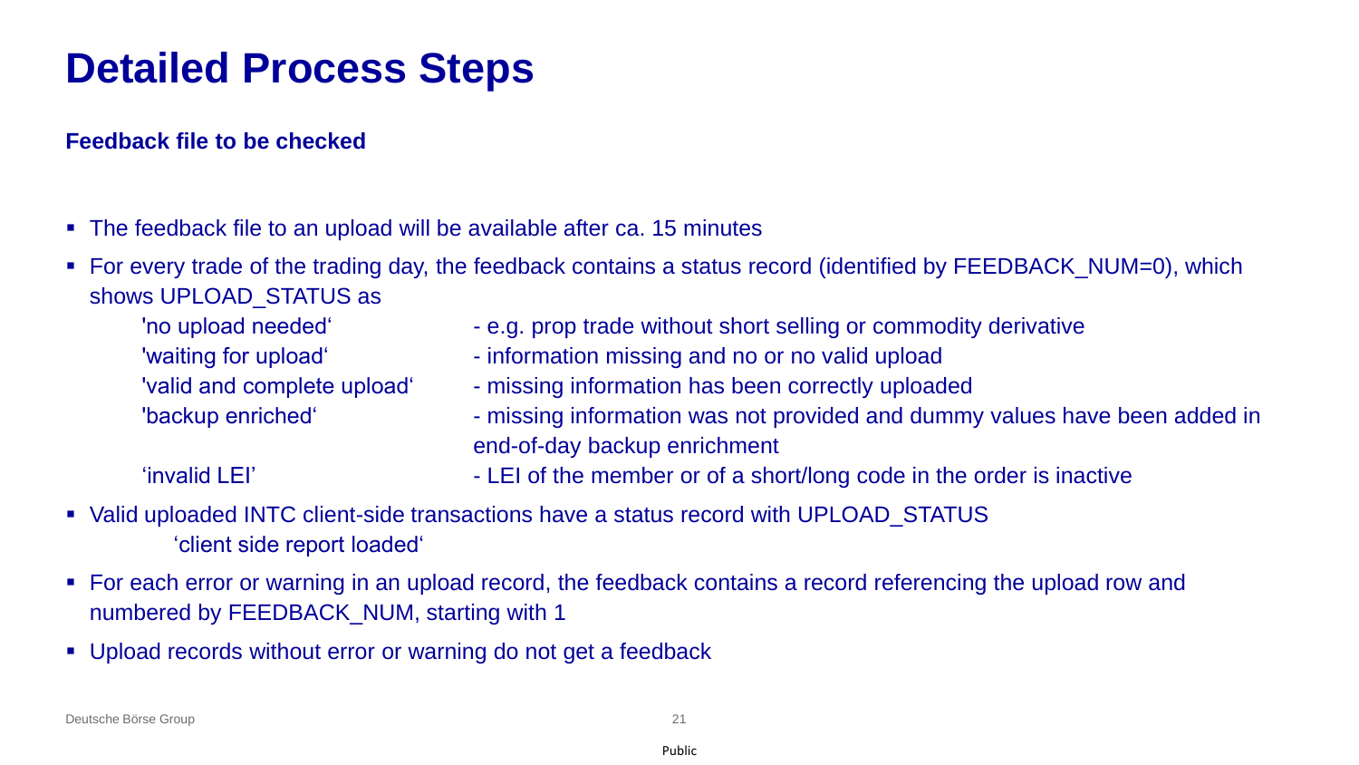# Detailed Process Steps

**Feedback file to be checked**

- The feedback file to an upload will be available after ca. 15 minutes
- For every trade of the trading day, the feedback contains a status record (identified by FEEDBACK_NUM=0), which shows UPLOAD_STATUS as

  | | |
  |---|---|
  | 'no upload needed‘ | - e.g. prop trade without short selling or commodity derivative |
  | 'waiting for upload‘ | - information missing and no or no valid upload |
  | 'valid and complete upload‘ | - missing information has been correctly uploaded |
  | 'backup enriched‘ | - missing information was not provided and dummy values have been added in end-of-day backup enrichment |
  | ‘invalid LEI’ | - LEI of the member or of a short/long code in the order is inactive |

- Valid uploaded INTC client-side transactions have a status record with UPLOAD_STATUS
  ‘client side report loaded‘
- For each error or warning in an upload record, the feedback contains a record referencing the upload row and numbered by FEEDBACK_NUM, starting with 1
- Upload records without error or warning do not get a feedback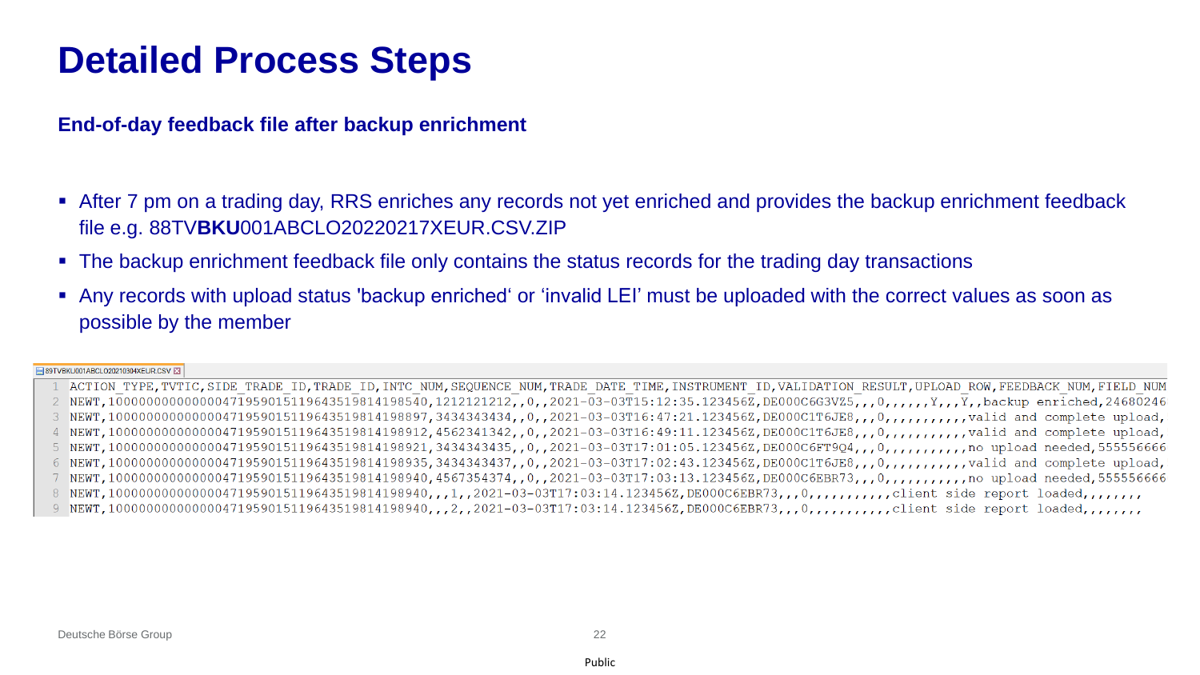# Detailed Process Steps

## End-of-day feedback file after backup enrichment

- After 7 pm on a trading day, RRS enriches any records not yet enriched and provides the backup enrichment feedback file e.g. 88TV**BKU**001ABCLO20220217XEUR.CSV.ZIP
- The backup enrichment feedback file only contains the status records for the trading day transactions
- Any records with upload status 'backup enriched' or 'invalid LEI' must be uploaded with the correct values as soon as possible by the member

89TVBKU001ABCLO20210304XEUR.CSV

```
1 ACTION_TYPE,TVTIC,SIDE_TRADE_ID,TRADE_ID,INTC_NUM,SEQUENCE_NUM,TRADE_DATE_TIME,INSTRUMENT_ID,VALIDATION_RESULT,UPLOAD_ROW,FEEDBACK_NUM,FIELD_NUM
2 NEWT,10000000000000471959015119643519814198540,1212121212,,0,,2021-03-03T15:12:35.123456Z,DE000C6G3VZ5,,,0,,,,,,Y,,,Y,,backup enriched,24680246
3 NEWT,10000000000000471959015119643519814198897,3434343434,,0,,2021-03-03T16:47:21.123456Z,DE000C1T6JE8,,,0,,,,,,,,,,,valid and complete upload,
4 NEWT,10000000000000471959015119643519814198912,4562341342,,0,,2021-03-03T16:49:11.123456Z,DE000C1T6JE8,,,0,,,,,,,,,,,valid and complete upload,
5 NEWT,10000000000000471959015119643519814198921,3434343435,,0,,2021-03-03T17:01:05.123456Z,DE000C6FT9Q4,,,0,,,,,,,,,,,no upload needed,555556666
6 NEWT,10000000000000471959015119643519814198935,3434343437,,0,,2021-03-03T17:02:43.123456Z,DE000C1T6JE8,,,0,,,,,,,,,,,valid and complete upload,
7 NEWT,10000000000000471959015119643519814198940,4567354374,,0,,2021-03-03T17:03:13.123456Z,DE000C6EBR73,,,0,,,,,,,,,,,no upload needed,555556666
8 NEWT,10000000000000471959015119643519814198940,,,1,,2021-03-03T17:03:14.123456Z,DE000C6EBR73,,,0,,,,,,,,,,,client side report loaded,,,,,,,
9 NEWT,10000000000000471959015119643519814198940,,,2,,2021-03-03T17:03:14.123456Z,DE000C6EBR73,,,0,,,,,,,,,,,client side report loaded,,,,,,,
```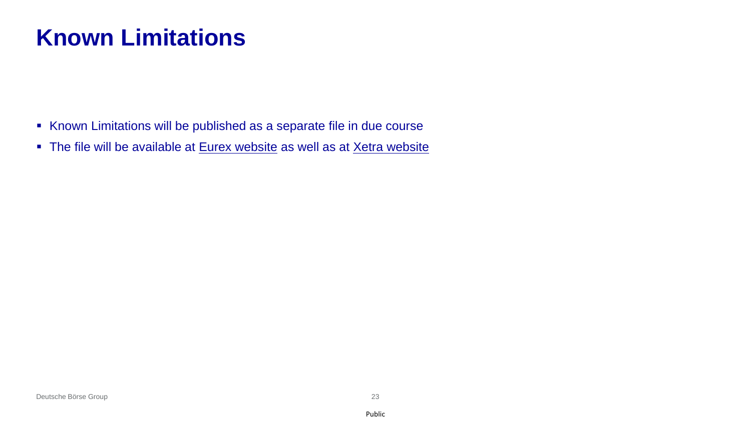# Known Limitations

- Known Limitations will be published as a separate file in due course
- The file will be available at Eurex website as well as at Xetra website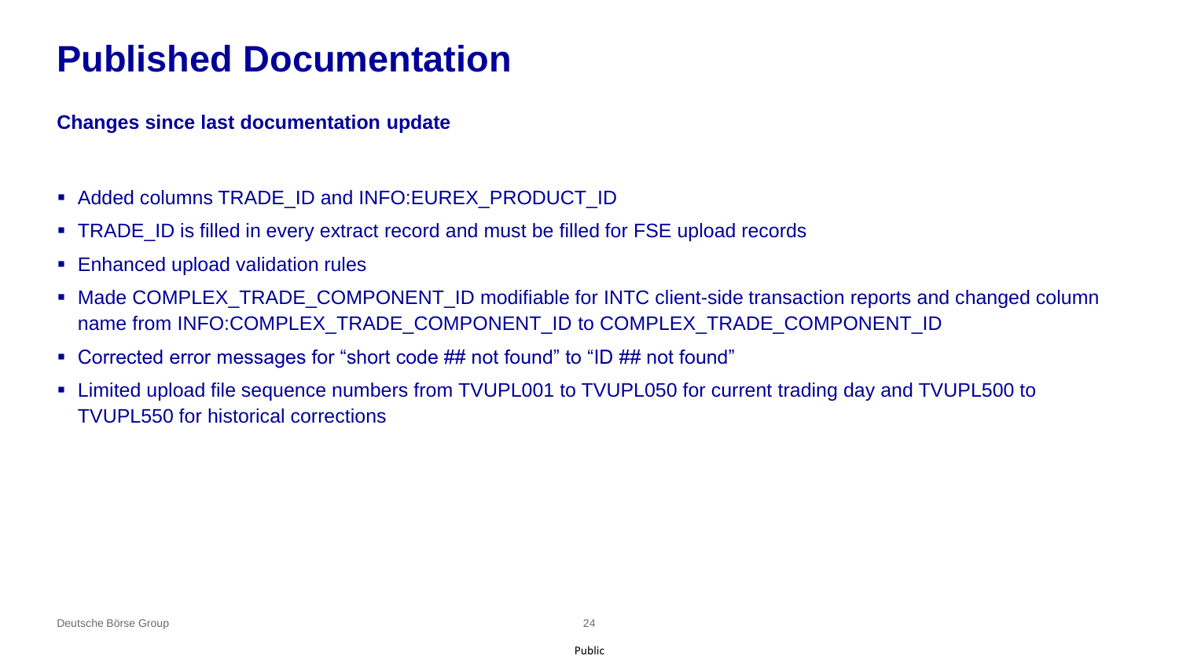# Published Documentation

**Changes since last documentation update**

- Added columns TRADE_ID and INFO:EUREX_PRODUCT_ID
- TRADE_ID is filled in every extract record and must be filled for FSE upload records
- Enhanced upload validation rules
- Made COMPLEX_TRADE_COMPONENT_ID modifiable for INTC client-side transaction reports and changed column name from INFO:COMPLEX_TRADE_COMPONENT_ID to COMPLEX_TRADE_COMPONENT_ID
- Corrected error messages for “short code ## not found” to “ID ## not found”
- Limited upload file sequence numbers from TVUPL001 to TVUPL050 for current trading day and TVUPL500 to TVUPL550 for historical corrections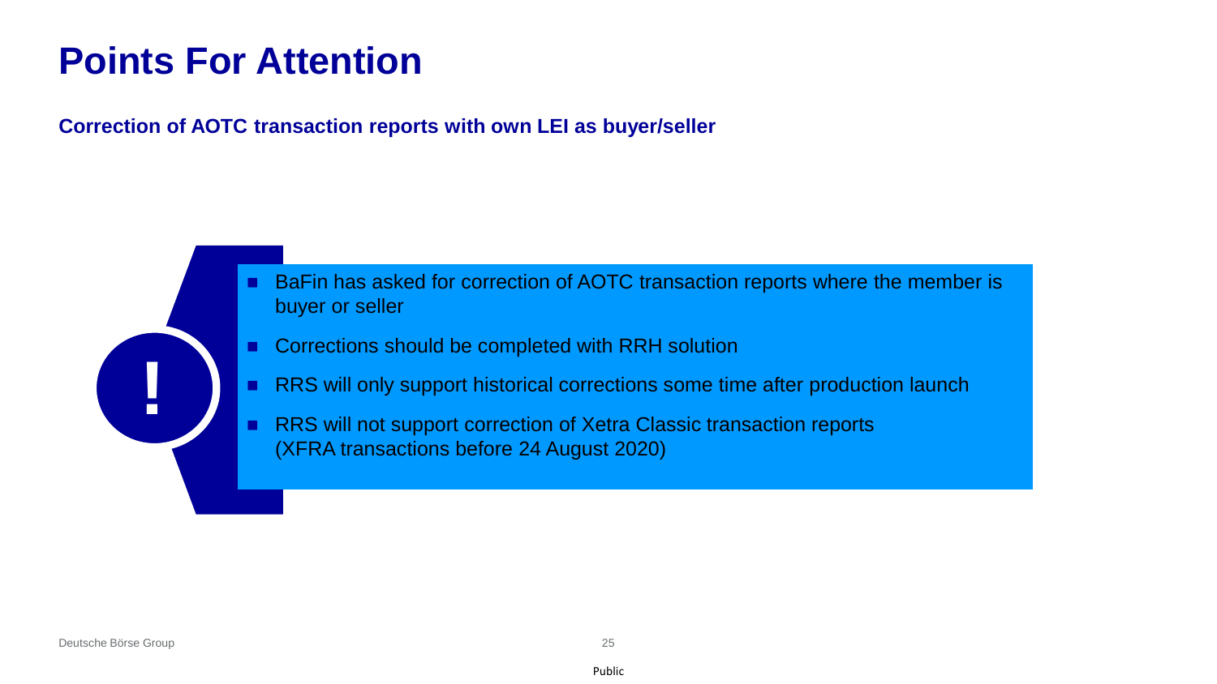# Points For Attention

**Correction of AOTC transaction reports with own LEI as buyer/seller**

- BaFin has asked for correction of AOTC transaction reports where the member is buyer or seller
- Corrections should be completed with RRH solution
- RRS will only support historical corrections some time after production launch
- RRS will not support correction of Xetra Classic transaction reports (XFRA transactions before 24 August 2020)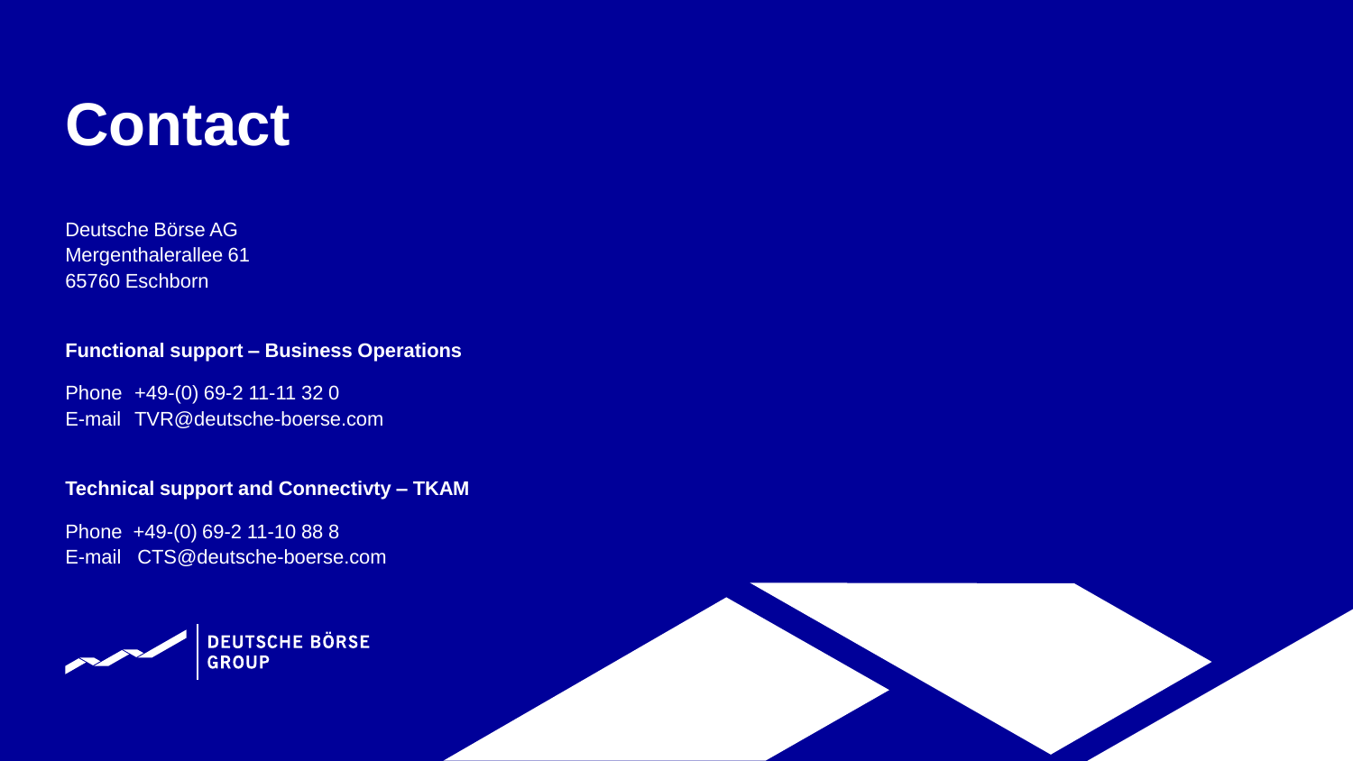# Contact

Deutsche Börse AG
Mergenthalerallee 61
65760 Eschborn

**Functional support – Business Operations**

Phone +49-(0) 69-2 11-11 32 0
E-mail TVR@deutsche-boerse.com

**Technical support and Connectivty – TKAM**

Phone +49-(0) 69-2 11-10 88 8
E-mail CTS@deutsche-boerse.com

DEUTSCHE BÖRSE
GROUP